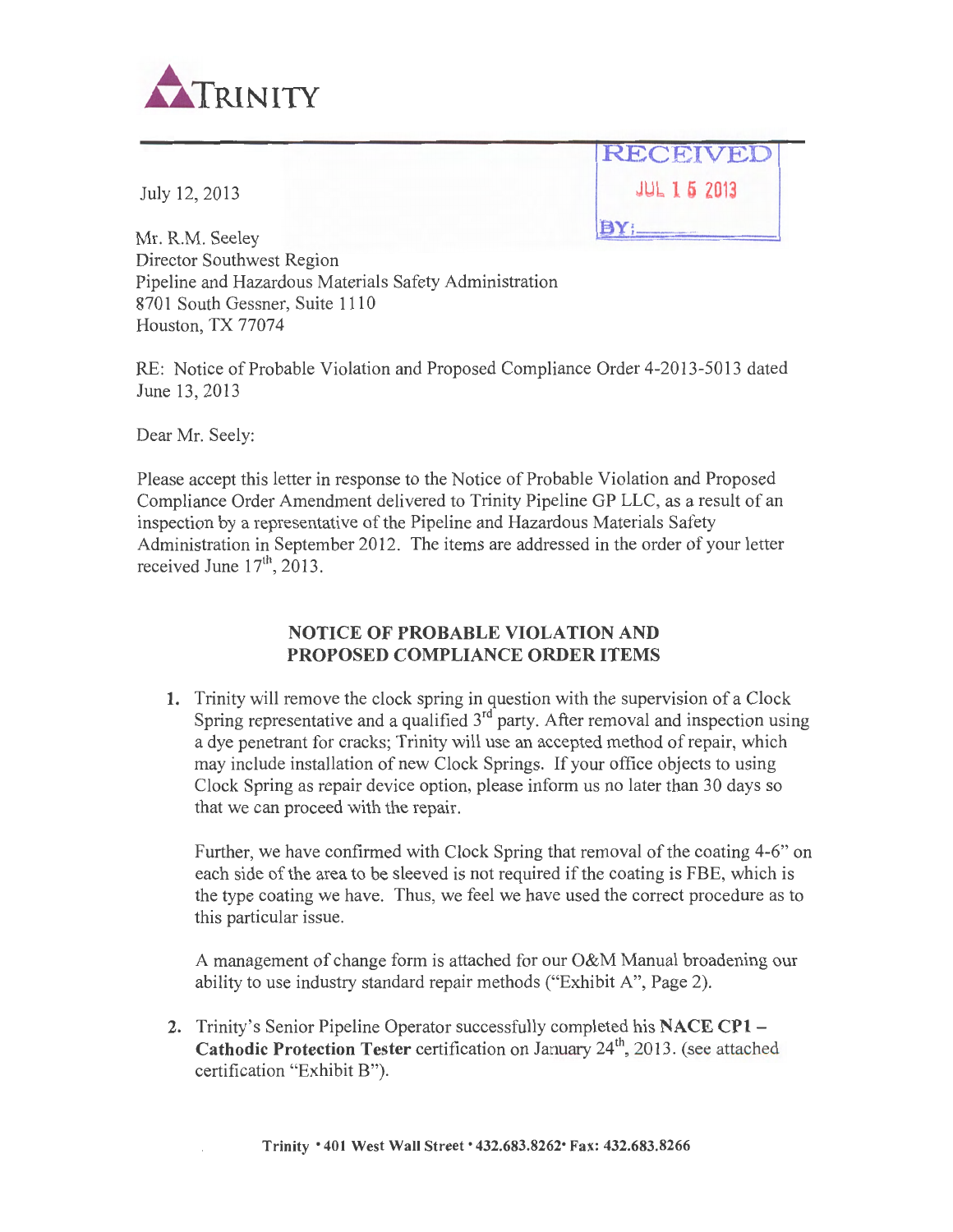TRINITY

RECEIVED
JUL 1 5 2013
BY:

July 12, 2013

Mr. R.M. Seeley
Director Southwest Region
Pipeline and Hazardous Materials Safety Administration
8701 South Gessner, Suite 1110
Houston, TX 77074

RE: Notice of Probable Violation and Proposed Compliance Order 4-2013-5013 dated June 13, 2013

Dear Mr. Seely:

Please accept this letter in response to the Notice of Probable Violation and Proposed Compliance Order Amendment delivered to Trinity Pipeline GP LLC, as a result of an inspection by a representative of the Pipeline and Hazardous Materials Safety Administration in September 2012. The items are addressed in the order of your letter received June 17th, 2013.

## NOTICE OF PROBABLE VIOLATION AND PROPOSED COMPLIANCE ORDER ITEMS

1. Trinity will remove the clock spring in question with the supervision of a Clock Spring representative and a qualified 3rd party. After removal and inspection using a dye penetrant for cracks; Trinity will use an accepted method of repair, which may include installation of new Clock Springs. If your office objects to using Clock Spring as repair device option, please inform us no later than 30 days so that we can proceed with the repair.

   Further, we have confirmed with Clock Spring that removal of the coating 4-6" on each side of the area to be sleeved is not required if the coating is FBE, which is the type coating we have. Thus, we feel we have used the correct procedure as to this particular issue.

   A management of change form is attached for our O&M Manual broadening our ability to use industry standard repair methods ("Exhibit A", Page 2).

2. Trinity's Senior Pipeline Operator successfully completed his **NACE CP1 – Cathodic Protection Tester** certification on January 24th, 2013. (see attached certification "Exhibit B").

Trinity • 401 West Wall Street • 432.683.8262• Fax: 432.683.8266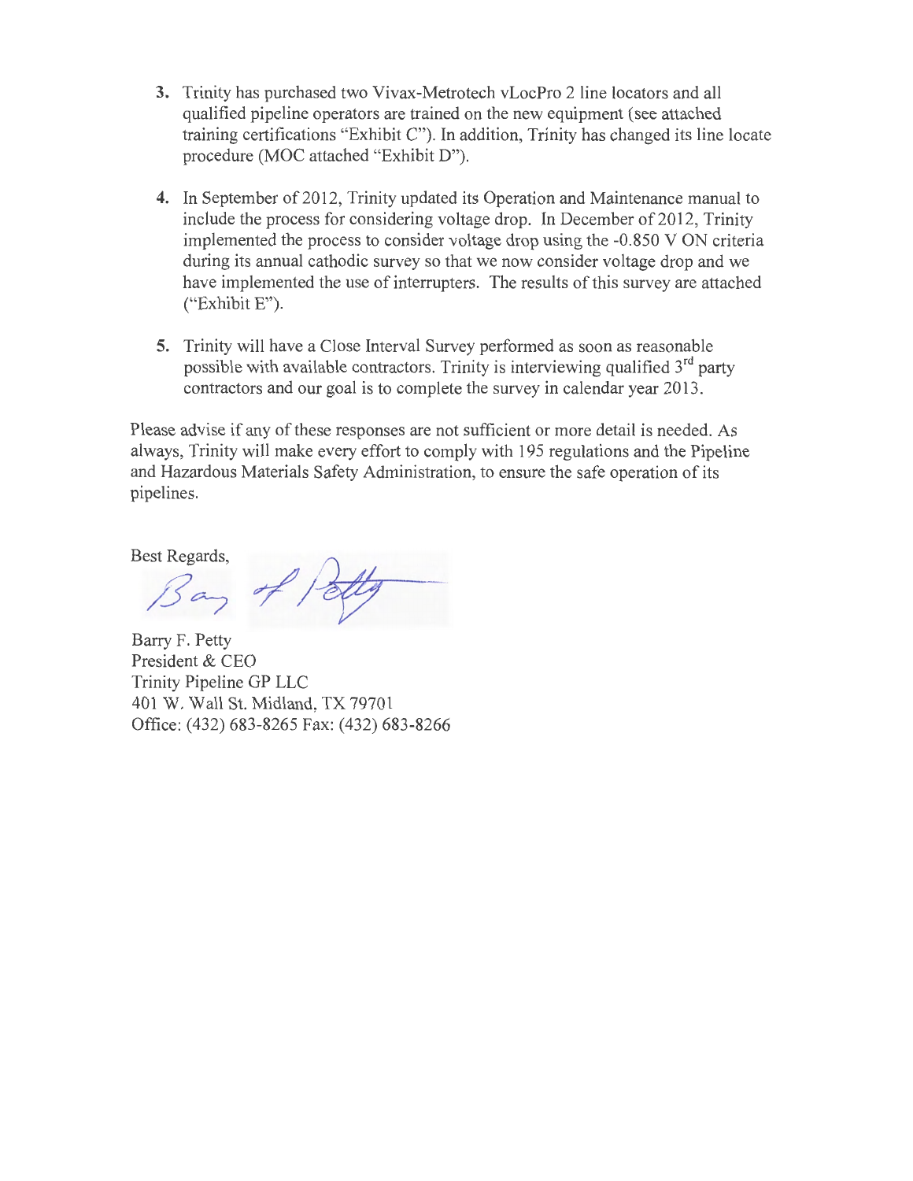3. Trinity has purchased two Vivax-Metrotech vLocPro 2 line locators and all qualified pipeline operators are trained on the new equipment (see attached training certifications "Exhibit C"). In addition, Trinity has changed its line locate procedure (MOC attached "Exhibit D").

4. In September of 2012, Trinity updated its Operation and Maintenance manual to include the process for considering voltage drop. In December of 2012, Trinity implemented the process to consider voltage drop using the -0.850 V ON criteria during its annual cathodic survey so that we now consider voltage drop and we have implemented the use of interrupters. The results of this survey are attached ("Exhibit E").

5. Trinity will have a Close Interval Survey performed as soon as reasonable possible with available contractors. Trinity is interviewing qualified 3rd party contractors and our goal is to complete the survey in calendar year 2013.

Please advise if any of these responses are not sufficient or more detail is needed. As always, Trinity will make every effort to comply with 195 regulations and the Pipeline and Hazardous Materials Safety Administration, to ensure the safe operation of its pipelines.

Best Regards,

Barry F. Petty
President & CEO
Trinity Pipeline GP LLC
401 W. Wall St. Midland, TX 79701
Office: (432) 683-8265 Fax: (432) 683-8266